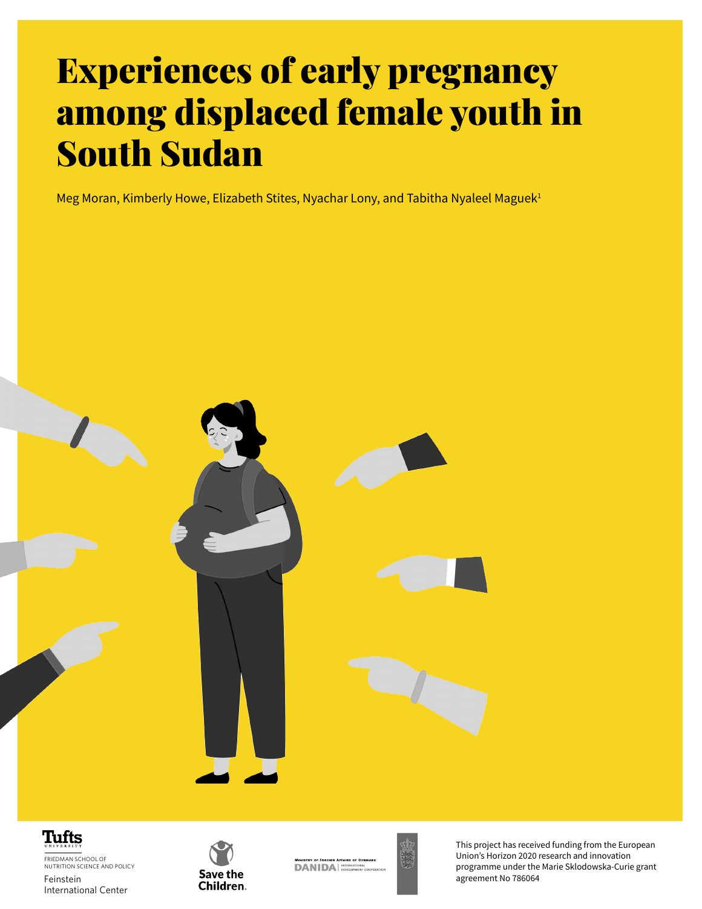# Experiences of early pregnancy among displaced female youth in South Sudan

Meg Moran, Kimberly Howe, Elizabeth Stites, Nyachar Lony, and Tabitha Nyaleel Maguek[1]

Tufts University

FRIEDMAN SCHOOL OF NUTRITION SCIENCE AND POLICY

Feinstein International Center

Save the Children.

MINISTRY OF FOREIGN AFFAIRS OF DENMARK DANIDA | INTERNATIONAL DEVELOPMENT COOPERATION

This project has received funding from the European Union's Horizon 2020 research and innovation programme under the Marie Sklodowska-Curie grant agreement No 786064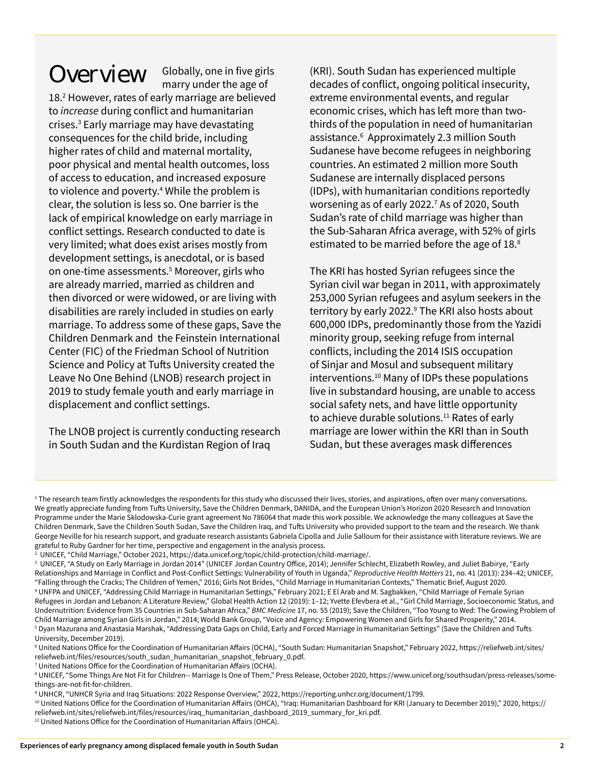# Overview

Globally, one in five girls marry under the age of 18.[2] However, rates of early marriage are believed to *increase* during conflict and humanitarian crises.[3] Early marriage may have devastating consequences for the child bride, including higher rates of child and maternal mortality, poor physical and mental health outcomes, loss of access to education, and increased exposure to violence and poverty.[4] While the problem is clear, the solution is less so. One barrier is the lack of empirical knowledge on early marriage in conflict settings. Research conducted to date is very limited; what does exist arises mostly from development settings, is anecdotal, or is based on one-time assessments.[5] Moreover, girls who are already married, married as children and then divorced or were widowed, or are living with disabilities are rarely included in studies on early marriage. To address some of these gaps, Save the Children Denmark and the Feinstein International Center (FIC) of the Friedman School of Nutrition Science and Policy at Tufts University created the Leave No One Behind (LNOB) research project in 2019 to study female youth and early marriage in displacement and conflict settings.

The LNOB project is currently conducting research in South Sudan and the Kurdistan Region of Iraq (KRI). South Sudan has experienced multiple decades of conflict, ongoing political insecurity, extreme environmental events, and regular economic crises, which has left more than two-thirds of the population in need of humanitarian assistance.[6] Approximately 2.3 million South Sudanese have become refugees in neighboring countries. An estimated 2 million more South Sudanese are internally displaced persons (IDPs), with humanitarian conditions reportedly worsening as of early 2022.[7] As of 2020, South Sudan's rate of child marriage was higher than the Sub-Saharan Africa average, with 52% of girls estimated to be married before the age of 18.[8]

The KRI has hosted Syrian refugees since the Syrian civil war began in 2011, with approximately 253,000 Syrian refugees and asylum seekers in the territory by early 2022.[9] The KRI also hosts about 600,000 IDPs, predominantly those from the Yazidi minority group, seeking refuge from internal conflicts, including the 2014 ISIS occupation of Sinjar and Mosul and subsequent military interventions.[10] Many of IDPs these populations live in substandard housing, are unable to access social safety nets, and have little opportunity to achieve durable solutions.[11] Rates of early marriage are lower within the KRI than in South Sudan, but these averages mask differences

---

[1] The research team firstly acknowledges the respondents for this study who discussed their lives, stories, and aspirations, often over many conversations. We greatly appreciate funding from Tufts University, Save the Children Denmark, DANIDA, and the European Union's Horizon 2020 Research and Innovation Programme under the Marie Sklodowska-Curie grant agreement No 786064 that made this work possible. We acknowledge the many colleagues at Save the Children Denmark, Save the Children South Sudan, Save the Children Iraq, and Tufts University who provided support to the team and the research. We thank George Neville for his research support, and graduate research assistants Gabriela Cipolla and Julie Salloum for their assistance with literature reviews. We are grateful to Ruby Gardner for her time, perspective and engagement in the analysis process.

[2] UNICEF, "Child Marriage," October 2021, https://data.unicef.org/topic/child-protection/child-marriage/.

[3] UNICEF, "A Study on Early Marriage in Jordan 2014" (UNICEF Jordan Country Office, 2014); Jennifer Schlecht, Elizabeth Rowley, and Juliet Babirye, "Early Relationships and Marriage in Conflict and Post-Conflict Settings: Vulnerability of Youth in Uganda," *Reproductive Health Matters* 21, no. 41 (2013): 234–42; UNICEF, "Falling through the Cracks; The Children of Yemen," 2016; Girls Not Brides, "Child Marriage in Humanitarian Contexts," Thematic Brief, August 2020.

[4] UNFPA and UNICEF, "Addressing Child Marriage in Humanitarian Settings," February 2021; E El Arab and M. Sagbakken, "Child Marriage of Female Syrian Refugees in Jordan and Lebanon: A Literature Review," Global Health Action 12 (2019): 1–12; Yvette Efevbera et al., "Girl Child Marriage, Socioeconomic Status, and Undernutrition: Evidence from 35 Countries in Sub-Saharan Africa," *BMC Medicine* 17, no. 55 (2019); Save the Children, "Too Young to Wed: The Growing Problem of Child Marriage among Syrian Girls in Jordan," 2014; World Bank Group, "Voice and Agency: Empowering Women and Girls for Shared Prosperity," 2014.

[5] Dyan Mazurana and Anastasia Marshak, "Addressing Data Gaps on Child, Early and Forced Marriage in Humanitarian Settings" (Save the Children and Tufts University, December 2019).

[6] United Nations Office for the Coordination of Humanitarian Affairs (OCHA), "South Sudan: Humanitarian Snapshot," February 2022, https://reliefweb.int/sites/reliefweb.int/files/resources/south_sudan_humanitarian_snapshot_february_0.pdf.

[7] United Nations Office for the Coordination of Humanitarian Affairs (OCHA).

[8] UNICEF, "Some Things Are Not Fit for Children-- Marriage Is One of Them," Press Release, October 2020, https://www.unicef.org/southsudan/press-releases/some-things-are-not-fit-for-children.

[9] UNHCR, "UNHCR Syria and Iraq Situations: 2022 Response Overview," 2022, https://reporting.unhcr.org/document/1799.

[10] United Nations Office for the Coordination of Humanitarian Affairs (OHCA), "Iraq: Humanitarian Dashboard for KRI (January to December 2019)," 2020, https://reliefweb.int/sites/reliefweb.int/files/resources/iraq_humanitarian_dashboard_2019_summary_for_kri.pdf.

[11] United Nations Office for the Coordination of Humanitarian Affairs (OHCA).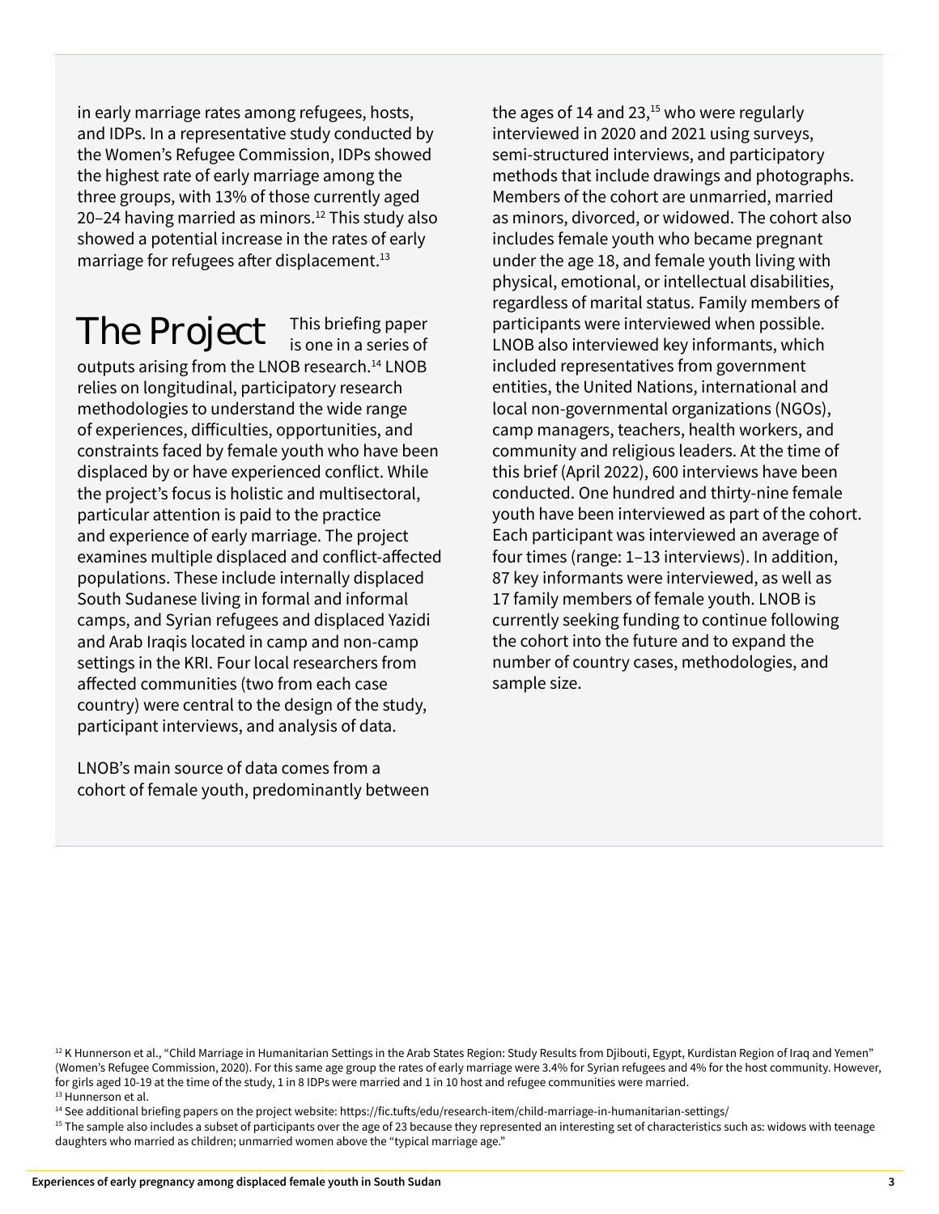in early marriage rates among refugees, hosts, and IDPs. In a representative study conducted by the Women's Refugee Commission, IDPs showed the highest rate of early marriage among the three groups, with 13% of those currently aged 20–24 having married as minors.[12] This study also showed a potential increase in the rates of early marriage for refugees after displacement.[13]

## The Project

This briefing paper is one in a series of outputs arising from the LNOB research.[14] LNOB relies on longitudinal, participatory research methodologies to understand the wide range of experiences, difficulties, opportunities, and constraints faced by female youth who have been displaced by or have experienced conflict. While the project's focus is holistic and multisectoral, particular attention is paid to the practice and experience of early marriage. The project examines multiple displaced and conflict-affected populations. These include internally displaced South Sudanese living in formal and informal camps, and Syrian refugees and displaced Yazidi and Arab Iraqis located in camp and non-camp settings in the KRI. Four local researchers from affected communities (two from each case country) were central to the design of the study, participant interviews, and analysis of data.

LNOB's main source of data comes from a cohort of female youth, predominantly between the ages of 14 and 23,[15] who were regularly interviewed in 2020 and 2021 using surveys, semi-structured interviews, and participatory methods that include drawings and photographs. Members of the cohort are unmarried, married as minors, divorced, or widowed. The cohort also includes female youth who became pregnant under the age 18, and female youth living with physical, emotional, or intellectual disabilities, regardless of marital status. Family members of participants were interviewed when possible. LNOB also interviewed key informants, which included representatives from government entities, the United Nations, international and local non-governmental organizations (NGOs), camp managers, teachers, health workers, and community and religious leaders. At the time of this brief (April 2022), 600 interviews have been conducted. One hundred and thirty-nine female youth have been interviewed as part of the cohort. Each participant was interviewed an average of four times (range: 1–13 interviews). In addition, 87 key informants were interviewed, as well as 17 family members of female youth. LNOB is currently seeking funding to continue following the cohort into the future and to expand the number of country cases, methodologies, and sample size.

---

[12] K Hunnerson et al., "Child Marriage in Humanitarian Settings in the Arab States Region: Study Results from Djibouti, Egypt, Kurdistan Region of Iraq and Yemen" (Women's Refugee Commission, 2020). For this same age group the rates of early marriage were 3.4% for Syrian refugees and 4% for the host community. However, for girls aged 10-19 at the time of the study, 1 in 8 IDPs were married and 1 in 10 host and refugee communities were married.

[13] Hunnerson et al.

[14] See additional briefing papers on the project website: https://fic.tufts/edu/research-item/child-marriage-in-humanitarian-settings/

[15] The sample also includes a subset of participants over the age of 23 because they represented an interesting set of characteristics such as: widows with teenage daughters who married as children; unmarried women above the "typical marriage age."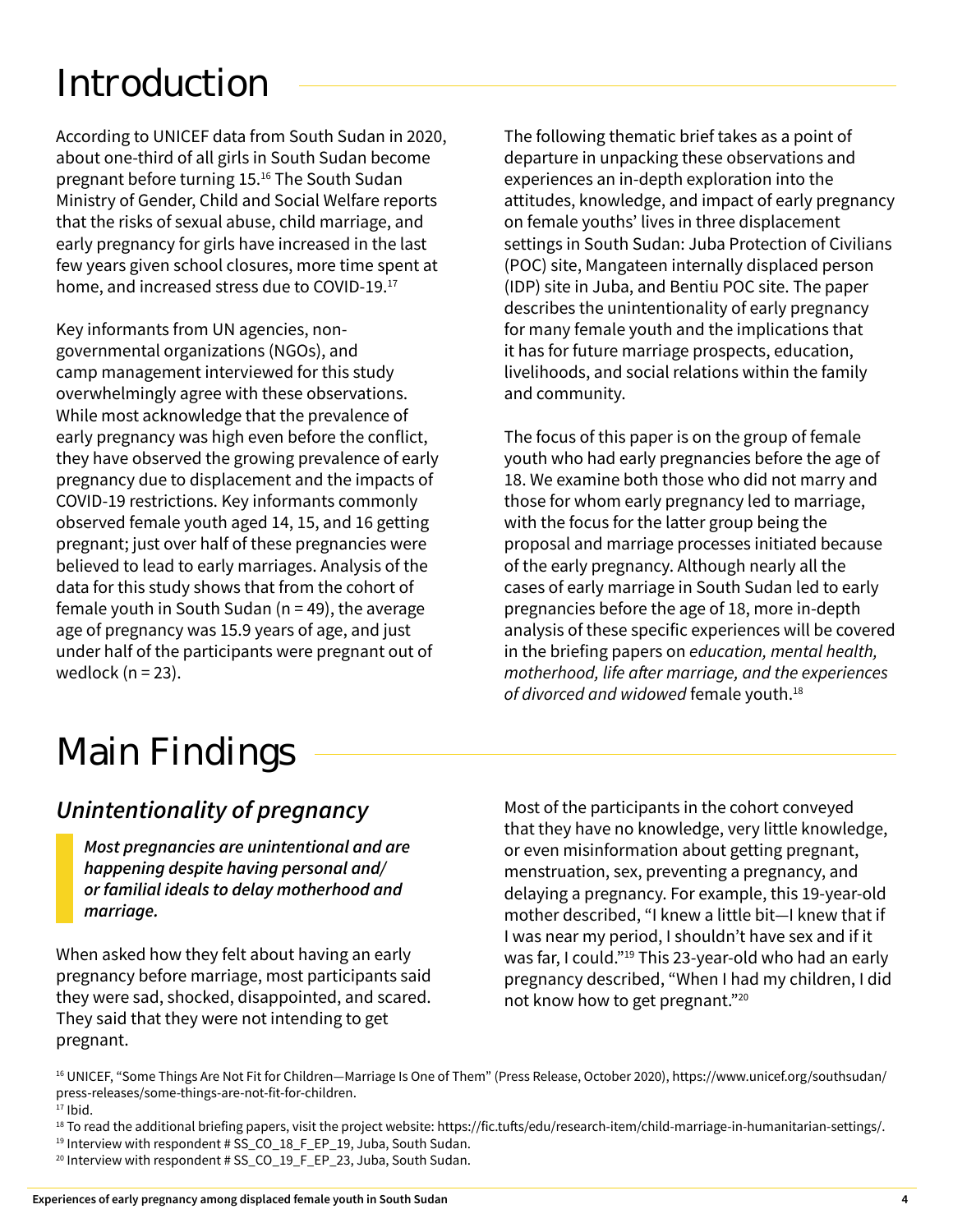# Introduction

According to UNICEF data from South Sudan in 2020, about one-third of all girls in South Sudan become pregnant before turning 15.[16] The South Sudan Ministry of Gender, Child and Social Welfare reports that the risks of sexual abuse, child marriage, and early pregnancy for girls have increased in the last few years given school closures, more time spent at home, and increased stress due to COVID-19.[17]

Key informants from UN agencies, non-governmental organizations (NGOs), and camp management interviewed for this study overwhelmingly agree with these observations. While most acknowledge that the prevalence of early pregnancy was high even before the conflict, they have observed the growing prevalence of early pregnancy due to displacement and the impacts of COVID-19 restrictions. Key informants commonly observed female youth aged 14, 15, and 16 getting pregnant; just over half of these pregnancies were believed to lead to early marriages. Analysis of the data for this study shows that from the cohort of female youth in South Sudan (n = 49), the average age of pregnancy was 15.9 years of age, and just under half of the participants were pregnant out of wedlock (n = 23).

The following thematic brief takes as a point of departure in unpacking these observations and experiences an in-depth exploration into the attitudes, knowledge, and impact of early pregnancy on female youths' lives in three displacement settings in South Sudan: Juba Protection of Civilians (POC) site, Mangateen internally displaced person (IDP) site in Juba, and Bentiu POC site. The paper describes the unintentionality of early pregnancy for many female youth and the implications that it has for future marriage prospects, education, livelihoods, and social relations within the family and community.

The focus of this paper is on the group of female youth who had early pregnancies before the age of 18. We examine both those who did not marry and those for whom early pregnancy led to marriage, with the focus for the latter group being the proposal and marriage processes initiated because of the early pregnancy. Although nearly all the cases of early marriage in South Sudan led to early pregnancies before the age of 18, more in-depth analysis of these specific experiences will be covered in the briefing papers on *education, mental health, motherhood, life after marriage, and the experiences of divorced and widowed* female youth.[18]

# Main Findings

## *Unintentionality of pregnancy*

> ***Most pregnancies are unintentional and are happening despite having personal and/or familial ideals to delay motherhood and marriage.***

When asked how they felt about having an early pregnancy before marriage, most participants said they were sad, shocked, disappointed, and scared. They said that they were not intending to get pregnant.

Most of the participants in the cohort conveyed that they have no knowledge, very little knowledge, or even misinformation about getting pregnant, menstruation, sex, preventing a pregnancy, and delaying a pregnancy. For example, this 19-year-old mother described, "I knew a little bit—I knew that if I was near my period, I shouldn't have sex and if it was far, I could."[19] This 23-year-old who had an early pregnancy described, "When I had my children, I did not know how to get pregnant."[20]

[16] UNICEF, "Some Things Are Not Fit for Children—Marriage Is One of Them" (Press Release, October 2020), https://www.unicef.org/southsudan/press-releases/some-things-are-not-fit-for-children.
[17] Ibid.
[18] To read the additional briefing papers, visit the project website: https://fic.tufts/edu/research-item/child-marriage-in-humanitarian-settings/.
[19] Interview with respondent # SS_CO_18_F_EP_19, Juba, South Sudan.
[20] Interview with respondent # SS_CO_19_F_EP_23, Juba, South Sudan.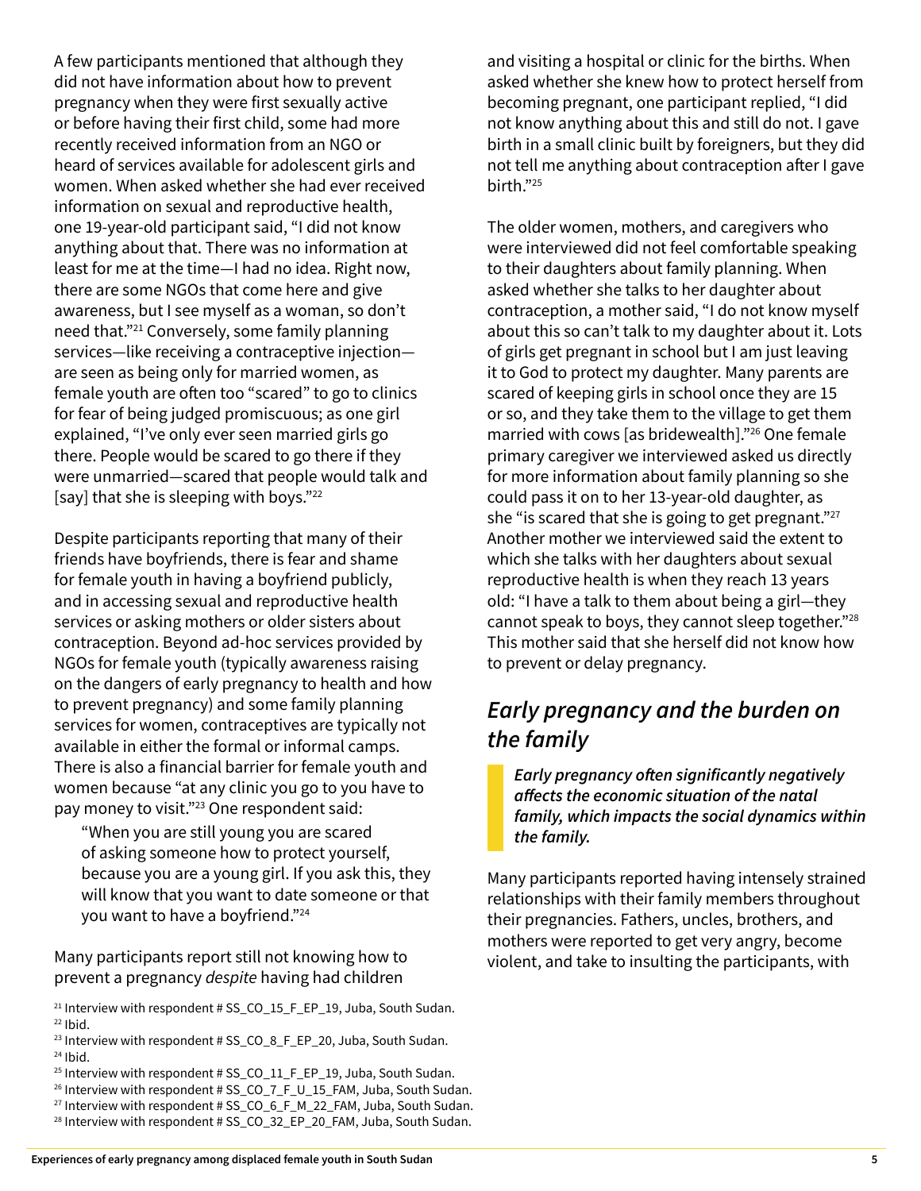A few participants mentioned that although they did not have information about how to prevent pregnancy when they were first sexually active or before having their first child, some had more recently received information from an NGO or heard of services available for adolescent girls and women. When asked whether she had ever received information on sexual and reproductive health, one 19-year-old participant said, "I did not know anything about that. There was no information at least for me at the time—I had no idea. Right now, there are some NGOs that come here and give awareness, but I see myself as a woman, so don't need that."[21] Conversely, some family planning services—like receiving a contraceptive injection—are seen as being only for married women, as female youth are often too "scared" to go to clinics for fear of being judged promiscuous; as one girl explained, "I've only ever seen married girls go there. People would be scared to go there if they were unmarried—scared that people would talk and [say] that she is sleeping with boys."[22]

Despite participants reporting that many of their friends have boyfriends, there is fear and shame for female youth in having a boyfriend publicly, and in accessing sexual and reproductive health services or asking mothers or older sisters about contraception. Beyond ad-hoc services provided by NGOs for female youth (typically awareness raising on the dangers of early pregnancy to health and how to prevent pregnancy) and some family planning services for women, contraceptives are typically not available in either the formal or informal camps. There is also a financial barrier for female youth and women because "at any clinic you go to you have to pay money to visit."[23] One respondent said:

> "When you are still young you are scared of asking someone how to protect yourself, because you are a young girl. If you ask this, they will know that you want to date someone or that you want to have a boyfriend."[24]

Many participants report still not knowing how to prevent a pregnancy *despite* having had children and visiting a hospital or clinic for the births. When asked whether she knew how to protect herself from becoming pregnant, one participant replied, "I did not know anything about this and still do not. I gave birth in a small clinic built by foreigners, but they did not tell me anything about contraception after I gave birth."[25]

The older women, mothers, and caregivers who were interviewed did not feel comfortable speaking to their daughters about family planning. When asked whether she talks to her daughter about contraception, a mother said, "I do not know myself about this so can't talk to my daughter about it. Lots of girls get pregnant in school but I am just leaving it to God to protect my daughter. Many parents are scared of keeping girls in school once they are 15 or so, and they take them to the village to get them married with cows [as bridewealth]."[26] One female primary caregiver we interviewed asked us directly for more information about family planning so she could pass it on to her 13-year-old daughter, as she "is scared that she is going to get pregnant."[27] Another mother we interviewed said the extent to which she talks with her daughters about sexual reproductive health is when they reach 13 years old: "I have a talk to them about being a girl—they cannot speak to boys, they cannot sleep together."[28] This mother said that she herself did not know how to prevent or delay pregnancy.

## *Early pregnancy and the burden on the family*

> ***Early pregnancy often significantly negatively affects the economic situation of the natal family, which impacts the social dynamics within the family.***

Many participants reported having intensely strained relationships with their family members throughout their pregnancies. Fathers, uncles, brothers, and mothers were reported to get very angry, become violent, and take to insulting the participants, with

[21] Interview with respondent # SS_CO_15_F_EP_19, Juba, South Sudan.
[22] Ibid.
[23] Interview with respondent # SS_CO_8_F_EP_20, Juba, South Sudan.
[24] Ibid.
[25] Interview with respondent # SS_CO_11_F_EP_19, Juba, South Sudan.
[26] Interview with respondent # SS_CO_7_F_U_15_FAM, Juba, South Sudan.
[27] Interview with respondent # SS_CO_6_F_M_22_FAM, Juba, South Sudan.
[28] Interview with respondent # SS_CO_32_EP_20_FAM, Juba, South Sudan.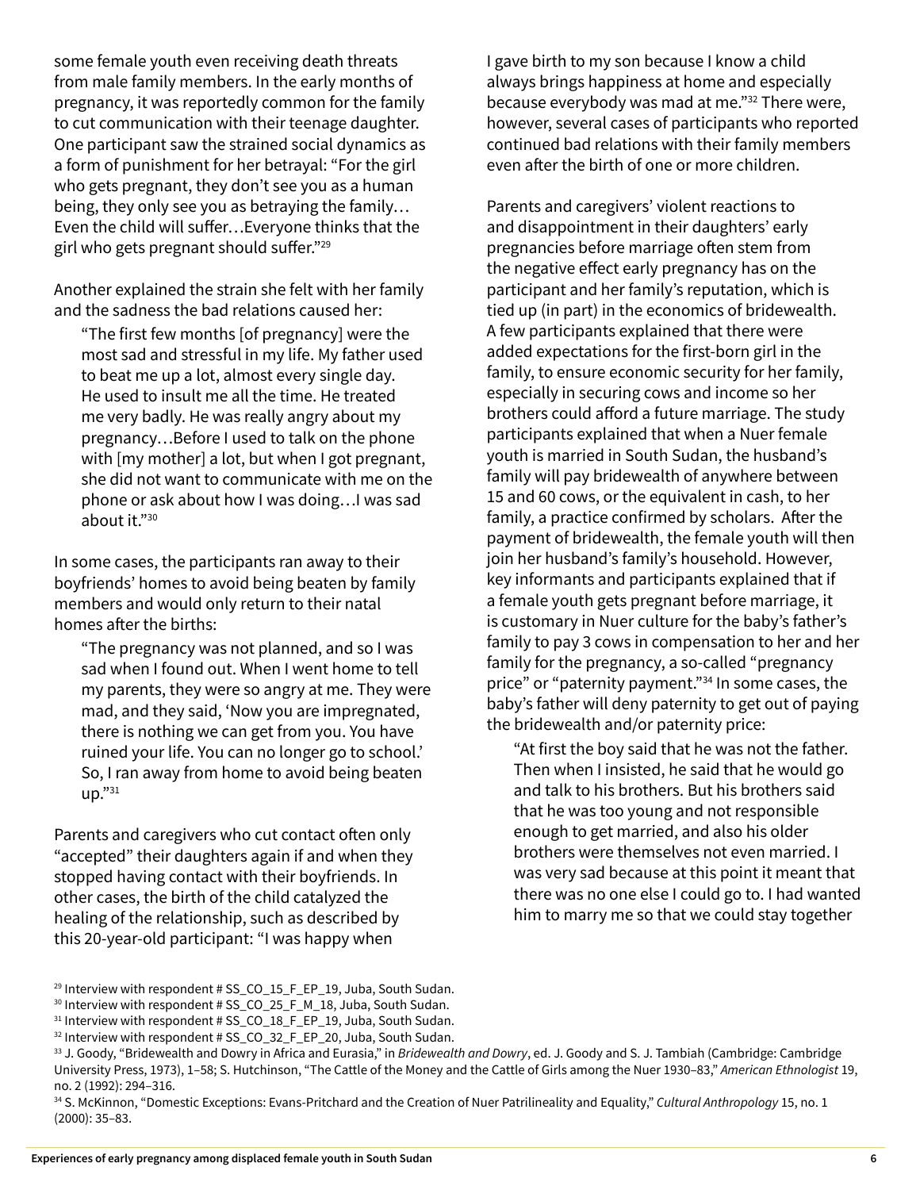some female youth even receiving death threats from male family members. In the early months of pregnancy, it was reportedly common for the family to cut communication with their teenage daughter. One participant saw the strained social dynamics as a form of punishment for her betrayal: "For the girl who gets pregnant, they don't see you as a human being, they only see you as betraying the family… Even the child will suffer…Everyone thinks that the girl who gets pregnant should suffer."[29]

Another explained the strain she felt with her family and the sadness the bad relations caused her:

> "The first few months [of pregnancy] were the most sad and stressful in my life. My father used to beat me up a lot, almost every single day. He used to insult me all the time. He treated me very badly. He was really angry about my pregnancy…Before I used to talk on the phone with [my mother] a lot, but when I got pregnant, she did not want to communicate with me on the phone or ask about how I was doing…I was sad about it."[30]

In some cases, the participants ran away to their boyfriends' homes to avoid being beaten by family members and would only return to their natal homes after the births:

> "The pregnancy was not planned, and so I was sad when I found out. When I went home to tell my parents, they were so angry at me. They were mad, and they said, 'Now you are impregnated, there is nothing we can get from you. You have ruined your life. You can no longer go to school.' So, I ran away from home to avoid being beaten up."[31]

Parents and caregivers who cut contact often only "accepted" their daughters again if and when they stopped having contact with their boyfriends. In other cases, the birth of the child catalyzed the healing of the relationship, such as described by this 20-year-old participant: "I was happy when I gave birth to my son because I know a child always brings happiness at home and especially because everybody was mad at me."[32] There were, however, several cases of participants who reported continued bad relations with their family members even after the birth of one or more children.

Parents and caregivers' violent reactions to and disappointment in their daughters' early pregnancies before marriage often stem from the negative effect early pregnancy has on the participant and her family's reputation, which is tied up (in part) in the economics of bridewealth. A few participants explained that there were added expectations for the first-born girl in the family, to ensure economic security for her family, especially in securing cows and income so her brothers could afford a future marriage. The study participants explained that when a Nuer female youth is married in South Sudan, the husband's family will pay bridewealth of anywhere between 15 and 60 cows, or the equivalent in cash, to her family, a practice confirmed by scholars. After the payment of bridewealth, the female youth will then join her husband's family's household. However, key informants and participants explained that if a female youth gets pregnant before marriage, it is customary in Nuer culture for the baby's father's family to pay 3 cows in compensation to her and her family for the pregnancy, a so-called "pregnancy price" or "paternity payment."[34] In some cases, the baby's father will deny paternity to get out of paying the bridewealth and/or paternity price:

> "At first the boy said that he was not the father. Then when I insisted, he said that he would go and talk to his brothers. But his brothers said that he was too young and not responsible enough to get married, and also his older brothers were themselves not even married. I was very sad because at this point it meant that there was no one else I could go to. I had wanted him to marry me so that we could stay together

[29] Interview with respondent # SS_CO_15_F_EP_19, Juba, South Sudan.
[30] Interview with respondent # SS_CO_25_F_M_18, Juba, South Sudan.
[31] Interview with respondent # SS_CO_18_F_EP_19, Juba, South Sudan.
[32] Interview with respondent # SS_CO_32_F_EP_20, Juba, South Sudan.
[33] J. Goody, "Bridewealth and Dowry in Africa and Eurasia," in *Bridewealth and Dowry*, ed. J. Goody and S. J. Tambiah (Cambridge: Cambridge University Press, 1973), 1–58; S. Hutchinson, "The Cattle of the Money and the Cattle of Girls among the Nuer 1930–83," *American Ethnologist* 19, no. 2 (1992): 294–316.
[34] S. McKinnon, "Domestic Exceptions: Evans-Pritchard and the Creation of Nuer Patrilineality and Equality," *Cultural Anthropology* 15, no. 1 (2000): 35–83.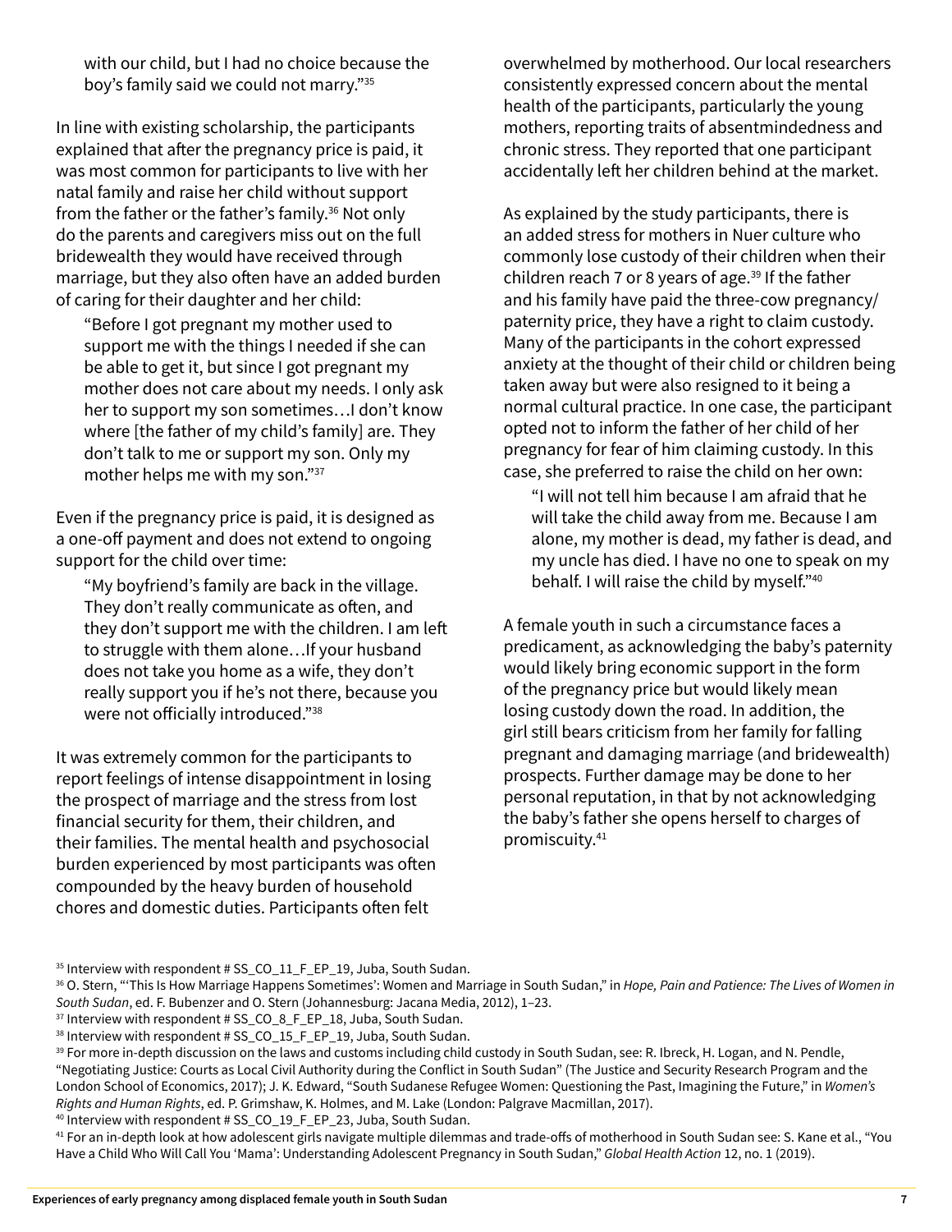with our child, but I had no choice because the boy's family said we could not marry."[35]

In line with existing scholarship, the participants explained that after the pregnancy price is paid, it was most common for participants to live with her natal family and raise her child without support from the father or the father's family.[36] Not only do the parents and caregivers miss out on the full bridewealth they would have received through marriage, but they also often have an added burden of caring for their daughter and her child:

> "Before I got pregnant my mother used to support me with the things I needed if she can be able to get it, but since I got pregnant my mother does not care about my needs. I only ask her to support my son sometimes…I don't know where [the father of my child's family] are. They don't talk to me or support my son. Only my mother helps me with my son."[37]

Even if the pregnancy price is paid, it is designed as a one-off payment and does not extend to ongoing support for the child over time:

> "My boyfriend's family are back in the village. They don't really communicate as often, and they don't support me with the children. I am left to struggle with them alone…If your husband does not take you home as a wife, they don't really support you if he's not there, because you were not officially introduced."[38]

It was extremely common for the participants to report feelings of intense disappointment in losing the prospect of marriage and the stress from lost financial security for them, their children, and their families. The mental health and psychosocial burden experienced by most participants was often compounded by the heavy burden of household chores and domestic duties. Participants often felt overwhelmed by motherhood. Our local researchers consistently expressed concern about the mental health of the participants, particularly the young mothers, reporting traits of absentmindedness and chronic stress. They reported that one participant accidentally left her children behind at the market.

As explained by the study participants, there is an added stress for mothers in Nuer culture who commonly lose custody of their children when their children reach 7 or 8 years of age.[39] If the father and his family have paid the three-cow pregnancy/paternity price, they have a right to claim custody. Many of the participants in the cohort expressed anxiety at the thought of their child or children being taken away but were also resigned to it being a normal cultural practice. In one case, the participant opted not to inform the father of her child of her pregnancy for fear of him claiming custody. In this case, she preferred to raise the child on her own:

> "I will not tell him because I am afraid that he will take the child away from me. Because I am alone, my mother is dead, my father is dead, and my uncle has died. I have no one to speak on my behalf. I will raise the child by myself."[40]

A female youth in such a circumstance faces a predicament, as acknowledging the baby's paternity would likely bring economic support in the form of the pregnancy price but would likely mean losing custody down the road. In addition, the girl still bears criticism from her family for falling pregnant and damaging marriage (and bridewealth) prospects. Further damage may be done to her personal reputation, in that by not acknowledging the baby's father she opens herself to charges of promiscuity.[41]

---

[35] Interview with respondent # SS_CO_11_F_EP_19, Juba, South Sudan.

[36] O. Stern, "'This Is How Marriage Happens Sometimes': Women and Marriage in South Sudan," in *Hope, Pain and Patience: The Lives of Women in South Sudan*, ed. F. Bubenzer and O. Stern (Johannesburg: Jacana Media, 2012), 1–23.

[37] Interview with respondent # SS_CO_8_F_EP_18, Juba, South Sudan.

[38] Interview with respondent # SS_CO_15_F_EP_19, Juba, South Sudan.

[39] For more in-depth discussion on the laws and customs including child custody in South Sudan, see: R. Ibreck, H. Logan, and N. Pendle, "Negotiating Justice: Courts as Local Civil Authority during the Conflict in South Sudan" (The Justice and Security Research Program and the London School of Economics, 2017); J. K. Edward, "South Sudanese Refugee Women: Questioning the Past, Imagining the Future," in *Women's Rights and Human Rights*, ed. P. Grimshaw, K. Holmes, and M. Lake (London: Palgrave Macmillan, 2017).

[40] Interview with respondent # SS_CO_19_F_EP_23, Juba, South Sudan.

[41] For an in-depth look at how adolescent girls navigate multiple dilemmas and trade-offs of motherhood in South Sudan see: S. Kane et al., "You Have a Child Who Will Call You 'Mama': Understanding Adolescent Pregnancy in South Sudan," *Global Health Action* 12, no. 1 (2019).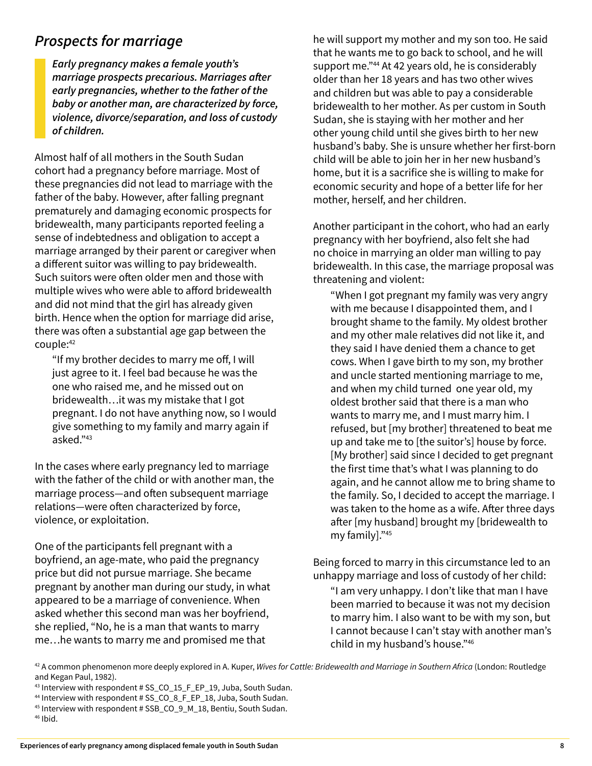## *Prospects for marriage*

***Early pregnancy makes a female youth's marriage prospects precarious. Marriages after early pregnancies, whether to the father of the baby or another man, are characterized by force, violence, divorce/separation, and loss of custody of children.***

Almost half of all mothers in the South Sudan cohort had a pregnancy before marriage. Most of these pregnancies did not lead to marriage with the father of the baby. However, after falling pregnant prematurely and damaging economic prospects for bridewealth, many participants reported feeling a sense of indebtedness and obligation to accept a marriage arranged by their parent or caregiver when a different suitor was willing to pay bridewealth. Such suitors were often older men and those with multiple wives who were able to afford bridewealth and did not mind that the girl has already given birth. Hence when the option for marriage did arise, there was often a substantial age gap between the couple:[42]

> "If my brother decides to marry me off, I will just agree to it. I feel bad because he was the one who raised me, and he missed out on bridewealth…it was my mistake that I got pregnant. I do not have anything now, so I would give something to my family and marry again if asked."[43]

In the cases where early pregnancy led to marriage with the father of the child or with another man, the marriage process—and often subsequent marriage relations—were often characterized by force, violence, or exploitation.

One of the participants fell pregnant with a boyfriend, an age-mate, who paid the pregnancy price but did not pursue marriage. She became pregnant by another man during our study, in what appeared to be a marriage of convenience. When asked whether this second man was her boyfriend, she replied, "No, he is a man that wants to marry me…he wants to marry me and promised me that he will support my mother and my son too. He said that he wants me to go back to school, and he will support me."[44] At 42 years old, he is considerably older than her 18 years and has two other wives and children but was able to pay a considerable bridewealth to her mother. As per custom in South Sudan, she is staying with her mother and her other young child until she gives birth to her new husband's baby. She is unsure whether her first-born child will be able to join her in her new husband's home, but it is a sacrifice she is willing to make for economic security and hope of a better life for her mother, herself, and her children.

Another participant in the cohort, who had an early pregnancy with her boyfriend, also felt she had no choice in marrying an older man willing to pay bridewealth. In this case, the marriage proposal was threatening and violent:

> "When I got pregnant my family was very angry with me because I disappointed them, and I brought shame to the family. My oldest brother and my other male relatives did not like it, and they said I have denied them a chance to get cows. When I gave birth to my son, my brother and uncle started mentioning marriage to me, and when my child turned one year old, my oldest brother said that there is a man who wants to marry me, and I must marry him. I refused, but [my brother] threatened to beat me up and take me to [the suitor's] house by force. [My brother] said since I decided to get pregnant the first time that's what I was planning to do again, and he cannot allow me to bring shame to the family. So, I decided to accept the marriage. I was taken to the home as a wife. After three days after [my husband] brought my [bridewealth to my family]."[45]

Being forced to marry in this circumstance led to an unhappy marriage and loss of custody of her child:

> "I am very unhappy. I don't like that man I have been married to because it was not my decision to marry him. I also want to be with my son, but I cannot because I can't stay with another man's child in my husband's house."[46]

---

[42] A common phenomenon more deeply explored in A. Kuper, *Wives for Cattle: Bridewealth and Marriage in Southern Africa* (London: Routledge and Kegan Paul, 1982).

[43] Interview with respondent # SS_CO_15_F_EP_19, Juba, South Sudan.

[44] Interview with respondent # SS_CO_8_F_EP_18, Juba, South Sudan.

[45] Interview with respondent # SSB_CO_9_M_18, Bentiu, South Sudan.

[46] Ibid.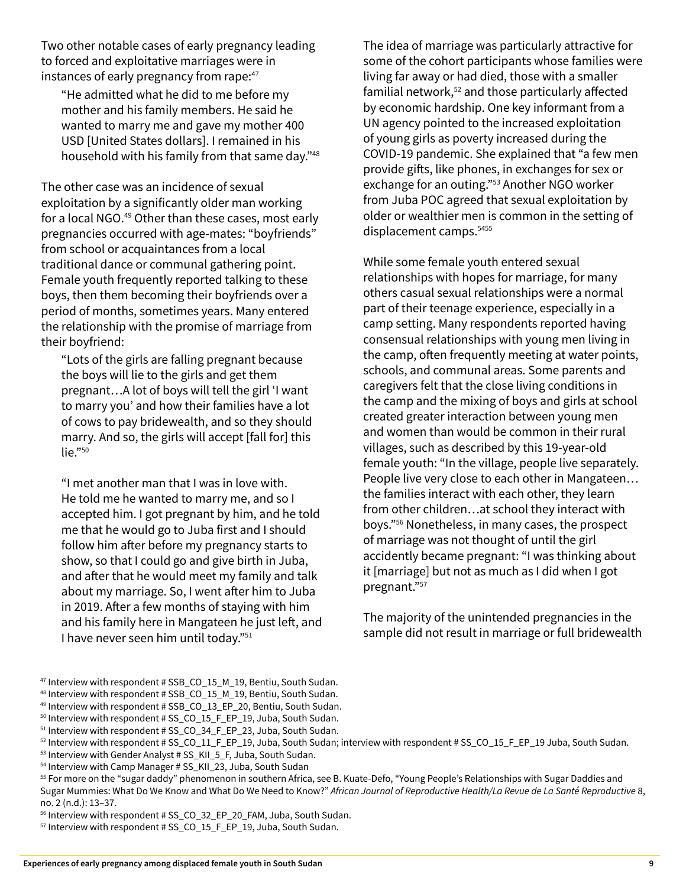Two other notable cases of early pregnancy leading to forced and exploitative marriages were in instances of early pregnancy from rape:[47]

> "He admitted what he did to me before my mother and his family members. He said he wanted to marry me and gave my mother 400 USD [United States dollars]. I remained in his household with his family from that same day."[48]

The other case was an incidence of sexual exploitation by a significantly older man working for a local NGO.[49] Other than these cases, most early pregnancies occurred with age-mates: "boyfriends" from school or acquaintances from a local traditional dance or communal gathering point. Female youth frequently reported talking to these boys, then them becoming their boyfriends over a period of months, sometimes years. Many entered the relationship with the promise of marriage from their boyfriend:

> "Lots of the girls are falling pregnant because the boys will lie to the girls and get them pregnant…A lot of boys will tell the girl 'I want to marry you' and how their families have a lot of cows to pay bridewealth, and so they should marry. And so, the girls will accept [fall for] this lie."[50]

> "I met another man that I was in love with. He told me he wanted to marry me, and so I accepted him. I got pregnant by him, and he told me that he would go to Juba first and I should follow him after before my pregnancy starts to show, so that I could go and give birth in Juba, and after that he would meet my family and talk about my marriage. So, I went after him to Juba in 2019. After a few months of staying with him and his family here in Mangateen he just left, and I have never seen him until today."[51]

The idea of marriage was particularly attractive for some of the cohort participants whose families were living far away or had died, those with a smaller familial network,[52] and those particularly affected by economic hardship. One key informant from a UN agency pointed to the increased exploitation of young girls as poverty increased during the COVID-19 pandemic. She explained that "a few men provide gifts, like phones, in exchanges for sex or exchange for an outing."[53] Another NGO worker from Juba POC agreed that sexual exploitation by older or wealthier men is common in the setting of displacement camps.[54][55]

While some female youth entered sexual relationships with hopes for marriage, for many others casual sexual relationships were a normal part of their teenage experience, especially in a camp setting. Many respondents reported having consensual relationships with young men living in the camp, often frequently meeting at water points, schools, and communal areas. Some parents and caregivers felt that the close living conditions in the camp and the mixing of boys and girls at school created greater interaction between young men and women than would be common in their rural villages, such as described by this 19-year-old female youth: "In the village, people live separately. People live very close to each other in Mangateen…the families interact with each other, they learn from other children…at school they interact with boys."[56] Nonetheless, in many cases, the prospect of marriage was not thought of until the girl accidently became pregnant: "I was thinking about it [marriage] but not as much as I did when I got pregnant."[57]

The majority of the unintended pregnancies in the sample did not result in marriage or full bridewealth

---

[47] Interview with respondent # SSB_CO_15_M_19, Bentiu, South Sudan.

[48] Interview with respondent # SSB_CO_15_M_19, Bentiu, South Sudan.

[49] Interview with respondent # SSB_CO_13_EP_20, Bentiu, South Sudan.

[50] Interview with respondent # SS_CO_15_F_EP_19, Juba, South Sudan.

[51] Interview with respondent # SS_CO_34_F_EP_23, Juba, South Sudan.

[52] Interview with respondent # SS_CO_11_F_EP_19, Juba, South Sudan; interview with respondent # SS_CO_15_F_EP_19 Juba, South Sudan.

[53] Interview with Gender Analyst # SS_KII_5_F, Juba, South Sudan.

[54] Interview with Camp Manager # SS_KII_23, Juba, South Sudan

[55] For more on the "sugar daddy" phenomenon in southern Africa, see B. Kuate-Defo, "Young People's Relationships with Sugar Daddies and Sugar Mummies: What Do We Know and What Do We Need to Know?" *African Journal of Reproductive Health/La Revue de La Santé Reproductive* 8, no. 2 (n.d.): 13–37.

[56] Interview with respondent # SS_CO_32_EP_20_FAM, Juba, South Sudan.

[57] Interview with respondent # SS_CO_15_F_EP_19, Juba, South Sudan.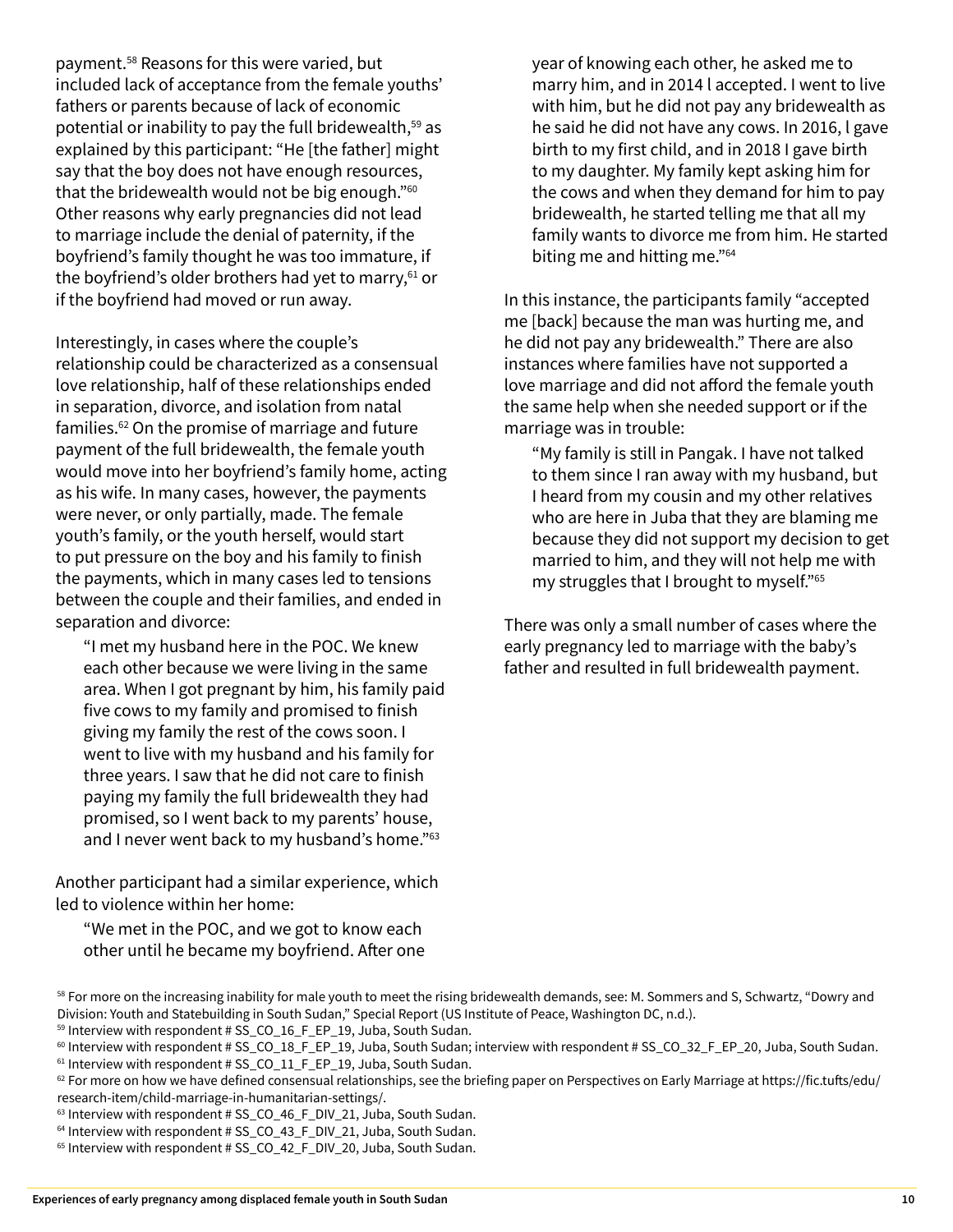payment.[58] Reasons for this were varied, but included lack of acceptance from the female youths' fathers or parents because of lack of economic potential or inability to pay the full bridewealth,[59] as explained by this participant: "He [the father] might say that the boy does not have enough resources, that the bridewealth would not be big enough."[60] Other reasons why early pregnancies did not lead to marriage include the denial of paternity, if the boyfriend's family thought he was too immature, if the boyfriend's older brothers had yet to marry,[61] or if the boyfriend had moved or run away.

Interestingly, in cases where the couple's relationship could be characterized as a consensual love relationship, half of these relationships ended in separation, divorce, and isolation from natal families.[62] On the promise of marriage and future payment of the full bridewealth, the female youth would move into her boyfriend's family home, acting as his wife. In many cases, however, the payments were never, or only partially, made. The female youth's family, or the youth herself, would start to put pressure on the boy and his family to finish the payments, which in many cases led to tensions between the couple and their families, and ended in separation and divorce:

> "I met my husband here in the POC. We knew each other because we were living in the same area. When I got pregnant by him, his family paid five cows to my family and promised to finish giving my family the rest of the cows soon. I went to live with my husband and his family for three years. I saw that he did not care to finish paying my family the full bridewealth they had promised, so I went back to my parents' house, and I never went back to my husband's home."[63]

Another participant had a similar experience, which led to violence within her home:

> "We met in the POC, and we got to know each other until he became my boyfriend. After one year of knowing each other, he asked me to marry him, and in 2014 I accepted. I went to live with him, but he did not pay any bridewealth as he said he did not have any cows. In 2016, I gave birth to my first child, and in 2018 I gave birth to my daughter. My family kept asking him for the cows and when they demand for him to pay bridewealth, he started telling me that all my family wants to divorce me from him. He started biting me and hitting me."[64]

In this instance, the participants family "accepted me [back] because the man was hurting me, and he did not pay any bridewealth." There are also instances where families have not supported a love marriage and did not afford the female youth the same help when she needed support or if the marriage was in trouble:

> "My family is still in Pangak. I have not talked to them since I ran away with my husband, but I heard from my cousin and my other relatives who are here in Juba that they are blaming me because they did not support my decision to get married to him, and they will not help me with my struggles that I brought to myself."[65]

There was only a small number of cases where the early pregnancy led to marriage with the baby's father and resulted in full bridewealth payment.

---

[58] For more on the increasing inability for male youth to meet the rising bridewealth demands, see: M. Sommers and S, Schwartz, "Dowry and Division: Youth and Statebuilding in South Sudan," Special Report (US Institute of Peace, Washington DC, n.d.).

[59] Interview with respondent # SS_CO_16_F_EP_19, Juba, South Sudan.

[60] Interview with respondent # SS_CO_18_F_EP_19, Juba, South Sudan; interview with respondent # SS_CO_32_F_EP_20, Juba, South Sudan.

[61] Interview with respondent # SS_CO_11_F_EP_19, Juba, South Sudan.

[62] For more on how we have defined consensual relationships, see the briefing paper on Perspectives on Early Marriage at https://fic.tufts/edu/research-item/child-marriage-in-humanitarian-settings/.

[63] Interview with respondent # SS_CO_46_F_DIV_21, Juba, South Sudan.

[64] Interview with respondent # SS_CO_43_F_DIV_21, Juba, South Sudan.

[65] Interview with respondent # SS_CO_42_F_DIV_20, Juba, South Sudan.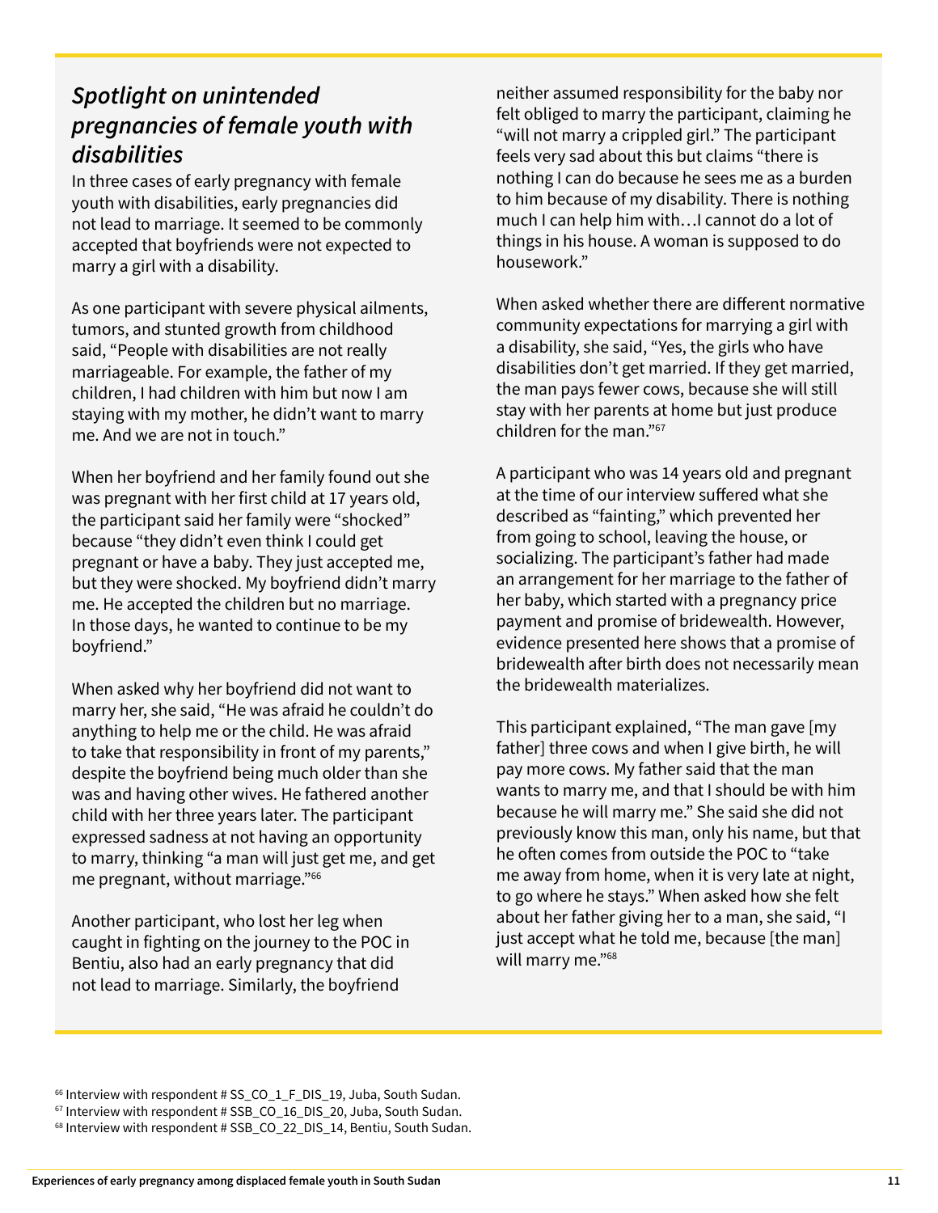## *Spotlight on unintended pregnancies of female youth with disabilities*

In three cases of early pregnancy with female youth with disabilities, early pregnancies did not lead to marriage. It seemed to be commonly accepted that boyfriends were not expected to marry a girl with a disability.

As one participant with severe physical ailments, tumors, and stunted growth from childhood said, "People with disabilities are not really marriageable. For example, the father of my children, I had children with him but now I am staying with my mother, he didn't want to marry me. And we are not in touch."

When her boyfriend and her family found out she was pregnant with her first child at 17 years old, the participant said her family were "shocked" because "they didn't even think I could get pregnant or have a baby. They just accepted me, but they were shocked. My boyfriend didn't marry me. He accepted the children but no marriage. In those days, he wanted to continue to be my boyfriend."

When asked why her boyfriend did not want to marry her, she said, "He was afraid he couldn't do anything to help me or the child. He was afraid to take that responsibility in front of my parents," despite the boyfriend being much older than she was and having other wives. He fathered another child with her three years later. The participant expressed sadness at not having an opportunity to marry, thinking "a man will just get me, and get me pregnant, without marriage."[66]

Another participant, who lost her leg when caught in fighting on the journey to the POC in Bentiu, also had an early pregnancy that did not lead to marriage. Similarly, the boyfriend neither assumed responsibility for the baby nor felt obliged to marry the participant, claiming he "will not marry a crippled girl." The participant feels very sad about this but claims "there is nothing I can do because he sees me as a burden to him because of my disability. There is nothing much I can help him with…I cannot do a lot of things in his house. A woman is supposed to do housework."

When asked whether there are different normative community expectations for marrying a girl with a disability, she said, "Yes, the girls who have disabilities don't get married. If they get married, the man pays fewer cows, because she will still stay with her parents at home but just produce children for the man."[67]

A participant who was 14 years old and pregnant at the time of our interview suffered what she described as "fainting," which prevented her from going to school, leaving the house, or socializing. The participant's father had made an arrangement for her marriage to the father of her baby, which started with a pregnancy price payment and promise of bridewealth. However, evidence presented here shows that a promise of bridewealth after birth does not necessarily mean the bridewealth materializes.

This participant explained, "The man gave [my father] three cows and when I give birth, he will pay more cows. My father said that the man wants to marry me, and that I should be with him because he will marry me." She said she did not previously know this man, only his name, but that he often comes from outside the POC to "take me away from home, when it is very late at night, to go where he stays." When asked how she felt about her father giving her to a man, she said, "I just accept what he told me, because [the man] will marry me."[68]

---

[66] Interview with respondent # SS_CO_1_F_DIS_19, Juba, South Sudan.
[67] Interview with respondent # SSB_CO_16_DIS_20, Juba, South Sudan.
[68] Interview with respondent # SSB_CO_22_DIS_14, Bentiu, South Sudan.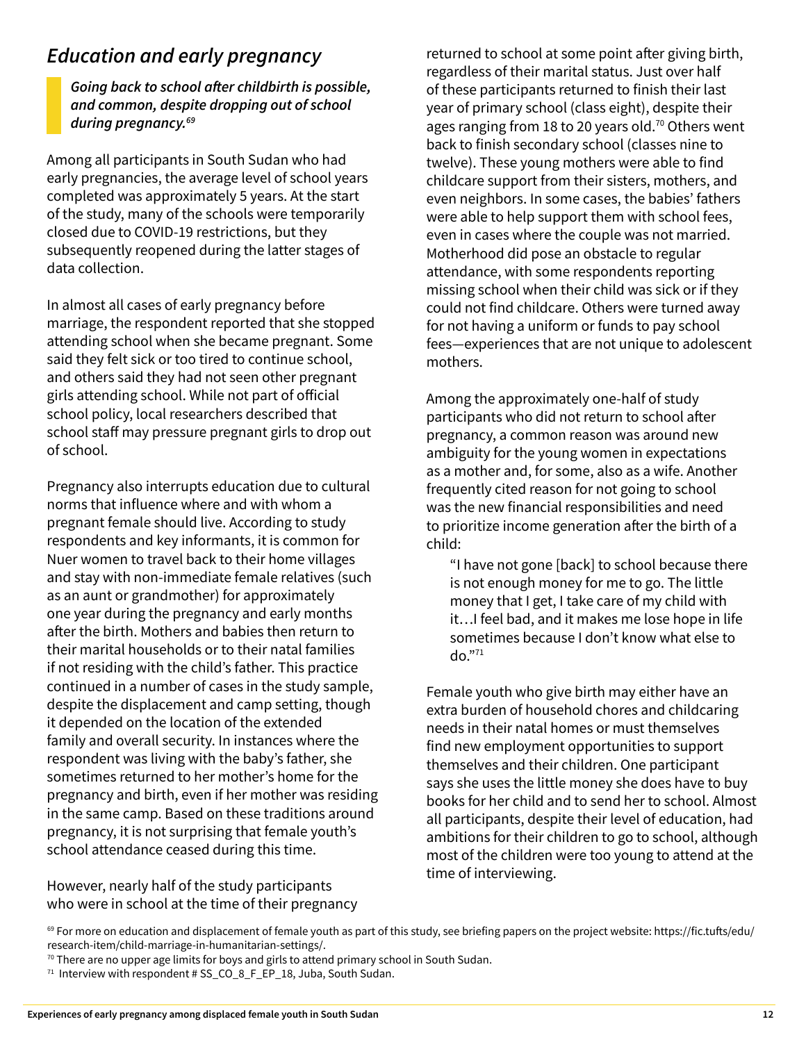## *Education and early pregnancy*

> ***Going back to school after childbirth is possible, and common, despite dropping out of school during pregnancy.[69]***

Among all participants in South Sudan who had early pregnancies, the average level of school years completed was approximately 5 years. At the start of the study, many of the schools were temporarily closed due to COVID-19 restrictions, but they subsequently reopened during the latter stages of data collection.

In almost all cases of early pregnancy before marriage, the respondent reported that she stopped attending school when she became pregnant. Some said they felt sick or too tired to continue school, and others said they had not seen other pregnant girls attending school. While not part of official school policy, local researchers described that school staff may pressure pregnant girls to drop out of school.

Pregnancy also interrupts education due to cultural norms that influence where and with whom a pregnant female should live. According to study respondents and key informants, it is common for Nuer women to travel back to their home villages and stay with non-immediate female relatives (such as an aunt or grandmother) for approximately one year during the pregnancy and early months after the birth. Mothers and babies then return to their marital households or to their natal families if not residing with the child's father. This practice continued in a number of cases in the study sample, despite the displacement and camp setting, though it depended on the location of the extended family and overall security. In instances where the respondent was living with the baby's father, she sometimes returned to her mother's home for the pregnancy and birth, even if her mother was residing in the same camp. Based on these traditions around pregnancy, it is not surprising that female youth's school attendance ceased during this time.

However, nearly half of the study participants who were in school at the time of their pregnancy returned to school at some point after giving birth, regardless of their marital status. Just over half of these participants returned to finish their last year of primary school (class eight), despite their ages ranging from 18 to 20 years old.[70] Others went back to finish secondary school (classes nine to twelve). These young mothers were able to find childcare support from their sisters, mothers, and even neighbors. In some cases, the babies' fathers were able to help support them with school fees, even in cases where the couple was not married. Motherhood did pose an obstacle to regular attendance, with some respondents reporting missing school when their child was sick or if they could not find childcare. Others were turned away for not having a uniform or funds to pay school fees—experiences that are not unique to adolescent mothers.

Among the approximately one-half of study participants who did not return to school after pregnancy, a common reason was around new ambiguity for the young women in expectations as a mother and, for some, also as a wife. Another frequently cited reason for not going to school was the new financial responsibilities and need to prioritize income generation after the birth of a child:

> "I have not gone [back] to school because there is not enough money for me to go. The little money that I get, I take care of my child with it…I feel bad, and it makes me lose hope in life sometimes because I don't know what else to do."[71]

Female youth who give birth may either have an extra burden of household chores and childcaring needs in their natal homes or must themselves find new employment opportunities to support themselves and their children. One participant says she uses the little money she does have to buy books for her child and to send her to school. Almost all participants, despite their level of education, had ambitions for their children to go to school, although most of the children were too young to attend at the time of interviewing.

---

[69] For more on education and displacement of female youth as part of this study, see briefing papers on the project website: https://fic.tufts/edu/research-item/child-marriage-in-humanitarian-settings/.

[70] There are no upper age limits for boys and girls to attend primary school in South Sudan.

[71] Interview with respondent # SS_CO_8_F_EP_18, Juba, South Sudan.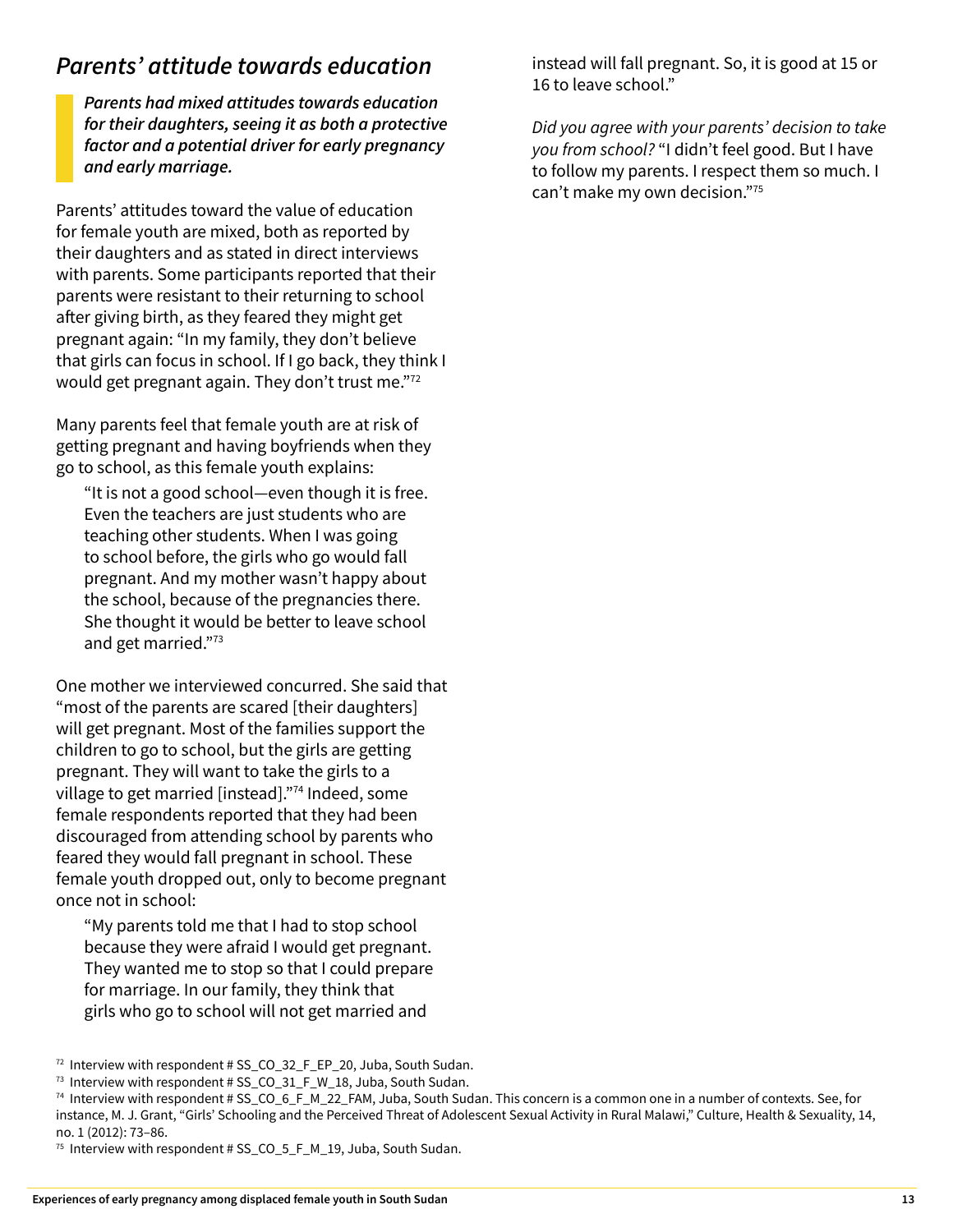## *Parents' attitude towards education*

> ***Parents had mixed attitudes towards education for their daughters, seeing it as both a protective factor and a potential driver for early pregnancy and early marriage.***

Parents' attitudes toward the value of education for female youth are mixed, both as reported by their daughters and as stated in direct interviews with parents. Some participants reported that their parents were resistant to their returning to school after giving birth, as they feared they might get pregnant again: "In my family, they don't believe that girls can focus in school. If I go back, they think I would get pregnant again. They don't trust me."[72]

Many parents feel that female youth are at risk of getting pregnant and having boyfriends when they go to school, as this female youth explains:

> "It is not a good school—even though it is free. Even the teachers are just students who are teaching other students. When I was going to school before, the girls who go would fall pregnant. And my mother wasn't happy about the school, because of the pregnancies there. She thought it would be better to leave school and get married."[73]

One mother we interviewed concurred. She said that "most of the parents are scared [their daughters] will get pregnant. Most of the families support the children to go to school, but the girls are getting pregnant. They will want to take the girls to a village to get married [instead]."[74] Indeed, some female respondents reported that they had been discouraged from attending school by parents who feared they would fall pregnant in school. These female youth dropped out, only to become pregnant once not in school:

> "My parents told me that I had to stop school because they were afraid I would get pregnant. They wanted me to stop so that I could prepare for marriage. In our family, they think that girls who go to school will not get married and instead will fall pregnant. So, it is good at 15 or 16 to leave school."
>
> *Did you agree with your parents' decision to take you from school?* "I didn't feel good. But I have to follow my parents. I respect them so much. I can't make my own decision."[75]

---

[72] Interview with respondent # SS_CO_32_F_EP_20, Juba, South Sudan.

[73] Interview with respondent # SS_CO_31_F_W_18, Juba, South Sudan.

[74] Interview with respondent # SS_CO_6_F_M_22_FAM, Juba, South Sudan. This concern is a common one in a number of contexts. See, for instance, M. J. Grant, "Girls' Schooling and the Perceived Threat of Adolescent Sexual Activity in Rural Malawi," Culture, Health & Sexuality, 14, no. 1 (2012): 73–86.

[75] Interview with respondent # SS_CO_5_F_M_19, Juba, South Sudan.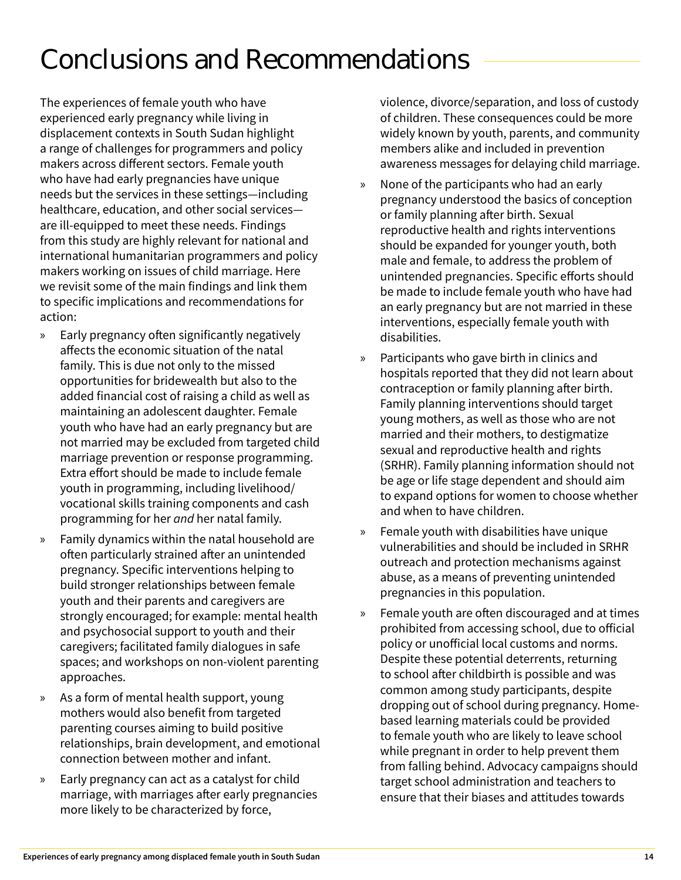# Conclusions and Recommendations

The experiences of female youth who have experienced early pregnancy while living in displacement contexts in South Sudan highlight a range of challenges for programmers and policy makers across different sectors. Female youth who have had early pregnancies have unique needs but the services in these settings—including healthcare, education, and other social services—are ill-equipped to meet these needs. Findings from this study are highly relevant for national and international humanitarian programmers and policy makers working on issues of child marriage. Here we revisit some of the main findings and link them to specific implications and recommendations for action:

- Early pregnancy often significantly negatively affects the economic situation of the natal family. This is due not only to the missed opportunities for bridewealth but also to the added financial cost of raising a child as well as maintaining an adolescent daughter. Female youth who have had an early pregnancy but are not married may be excluded from targeted child marriage prevention or response programming. Extra effort should be made to include female youth in programming, including livelihood/vocational skills training components and cash programming for her *and* her natal family.
- Family dynamics within the natal household are often particularly strained after an unintended pregnancy. Specific interventions helping to build stronger relationships between female youth and their parents and caregivers are strongly encouraged; for example: mental health and psychosocial support to youth and their caregivers; facilitated family dialogues in safe spaces; and workshops on non-violent parenting approaches.
- As a form of mental health support, young mothers would also benefit from targeted parenting courses aiming to build positive relationships, brain development, and emotional connection between mother and infant.
- Early pregnancy can act as a catalyst for child marriage, with marriages after early pregnancies more likely to be characterized by force, violence, divorce/separation, and loss of custody of children. These consequences could be more widely known by youth, parents, and community members alike and included in prevention awareness messages for delaying child marriage.
- None of the participants who had an early pregnancy understood the basics of conception or family planning after birth. Sexual reproductive health and rights interventions should be expanded for younger youth, both male and female, to address the problem of unintended pregnancies. Specific efforts should be made to include female youth who have had an early pregnancy but are not married in these interventions, especially female youth with disabilities.
- Participants who gave birth in clinics and hospitals reported that they did not learn about contraception or family planning after birth. Family planning interventions should target young mothers, as well as those who are not married and their mothers, to destigmatize sexual and reproductive health and rights (SRHR). Family planning information should not be age or life stage dependent and should aim to expand options for women to choose whether and when to have children.
- Female youth with disabilities have unique vulnerabilities and should be included in SRHR outreach and protection mechanisms against abuse, as a means of preventing unintended pregnancies in this population.
- Female youth are often discouraged and at times prohibited from accessing school, due to official policy or unofficial local customs and norms. Despite these potential deterrents, returning to school after childbirth is possible and was common among study participants, despite dropping out of school during pregnancy. Home-based learning materials could be provided to female youth who are likely to leave school while pregnant in order to help prevent them from falling behind. Advocacy campaigns should target school administration and teachers to ensure that their biases and attitudes towards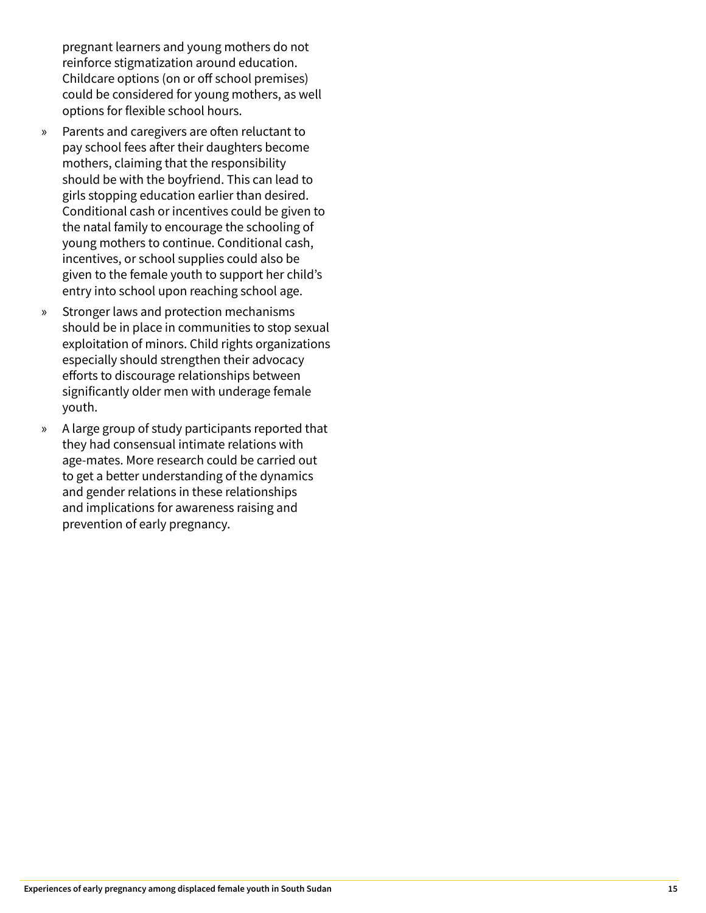pregnant learners and young mothers do not reinforce stigmatization around education. Childcare options (on or off school premises) could be considered for young mothers, as well options for flexible school hours.

- Parents and caregivers are often reluctant to pay school fees after their daughters become mothers, claiming that the responsibility should be with the boyfriend. This can lead to girls stopping education earlier than desired. Conditional cash or incentives could be given to the natal family to encourage the schooling of young mothers to continue. Conditional cash, incentives, or school supplies could also be given to the female youth to support her child's entry into school upon reaching school age.
- Stronger laws and protection mechanisms should be in place in communities to stop sexual exploitation of minors. Child rights organizations especially should strengthen their advocacy efforts to discourage relationships between significantly older men with underage female youth.
- A large group of study participants reported that they had consensual intimate relations with age-mates. More research could be carried out to get a better understanding of the dynamics and gender relations in these relationships and implications for awareness raising and prevention of early pregnancy.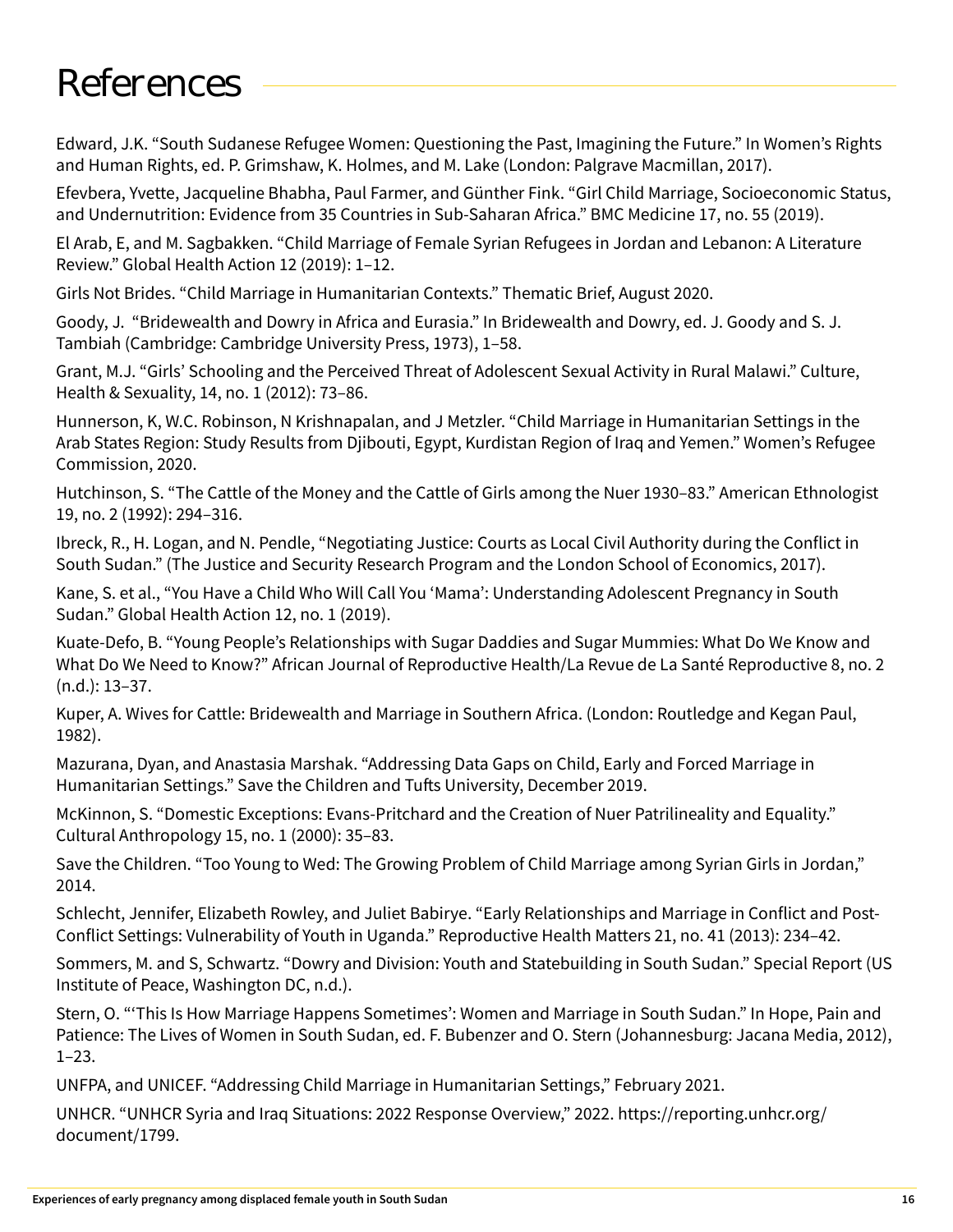# References

Edward, J.K. “South Sudanese Refugee Women: Questioning the Past, Imagining the Future.” In Women’s Rights and Human Rights, ed. P. Grimshaw, K. Holmes, and M. Lake (London: Palgrave Macmillan, 2017).

Efevbera, Yvette, Jacqueline Bhabha, Paul Farmer, and Günther Fink. “Girl Child Marriage, Socioeconomic Status, and Undernutrition: Evidence from 35 Countries in Sub-Saharan Africa.” BMC Medicine 17, no. 55 (2019).

El Arab, E, and M. Sagbakken. “Child Marriage of Female Syrian Refugees in Jordan and Lebanon: A Literature Review.” Global Health Action 12 (2019): 1–12.

Girls Not Brides. “Child Marriage in Humanitarian Contexts.” Thematic Brief, August 2020.

Goody, J. “Bridewealth and Dowry in Africa and Eurasia.” In Bridewealth and Dowry, ed. J. Goody and S. J. Tambiah (Cambridge: Cambridge University Press, 1973), 1–58.

Grant, M.J. “Girls’ Schooling and the Perceived Threat of Adolescent Sexual Activity in Rural Malawi.” Culture, Health & Sexuality, 14, no. 1 (2012): 73–86.

Hunnerson, K, W.C. Robinson, N Krishnapalan, and J Metzler. “Child Marriage in Humanitarian Settings in the Arab States Region: Study Results from Djibouti, Egypt, Kurdistan Region of Iraq and Yemen.” Women’s Refugee Commission, 2020.

Hutchinson, S. “The Cattle of the Money and the Cattle of Girls among the Nuer 1930–83.” American Ethnologist 19, no. 2 (1992): 294–316.

Ibreck, R., H. Logan, and N. Pendle, “Negotiating Justice: Courts as Local Civil Authority during the Conflict in South Sudan.” (The Justice and Security Research Program and the London School of Economics, 2017).

Kane, S. et al., “You Have a Child Who Will Call You ‘Mama’: Understanding Adolescent Pregnancy in South Sudan.” Global Health Action 12, no. 1 (2019).

Kuate-Defo, B. “Young People’s Relationships with Sugar Daddies and Sugar Mummies: What Do We Know and What Do We Need to Know?” African Journal of Reproductive Health/La Revue de La Santé Reproductive 8, no. 2 (n.d.): 13–37.

Kuper, A. Wives for Cattle: Bridewealth and Marriage in Southern Africa. (London: Routledge and Kegan Paul, 1982).

Mazurana, Dyan, and Anastasia Marshak. “Addressing Data Gaps on Child, Early and Forced Marriage in Humanitarian Settings.” Save the Children and Tufts University, December 2019.

McKinnon, S. “Domestic Exceptions: Evans-Pritchard and the Creation of Nuer Patrilineality and Equality.” Cultural Anthropology 15, no. 1 (2000): 35–83.

Save the Children. “Too Young to Wed: The Growing Problem of Child Marriage among Syrian Girls in Jordan,” 2014.

Schlecht, Jennifer, Elizabeth Rowley, and Juliet Babirye. “Early Relationships and Marriage in Conflict and Post-Conflict Settings: Vulnerability of Youth in Uganda.” Reproductive Health Matters 21, no. 41 (2013): 234–42.

Sommers, M. and S, Schwartz. “Dowry and Division: Youth and Statebuilding in South Sudan.” Special Report (US Institute of Peace, Washington DC, n.d.).

Stern, O. “‘This Is How Marriage Happens Sometimes’: Women and Marriage in South Sudan.” In Hope, Pain and Patience: The Lives of Women in South Sudan, ed. F. Bubenzer and O. Stern (Johannesburg: Jacana Media, 2012), 1–23.

UNFPA, and UNICEF. “Addressing Child Marriage in Humanitarian Settings,” February 2021.

UNHCR. “UNHCR Syria and Iraq Situations: 2022 Response Overview,” 2022. https://reporting.unhcr.org/document/1799.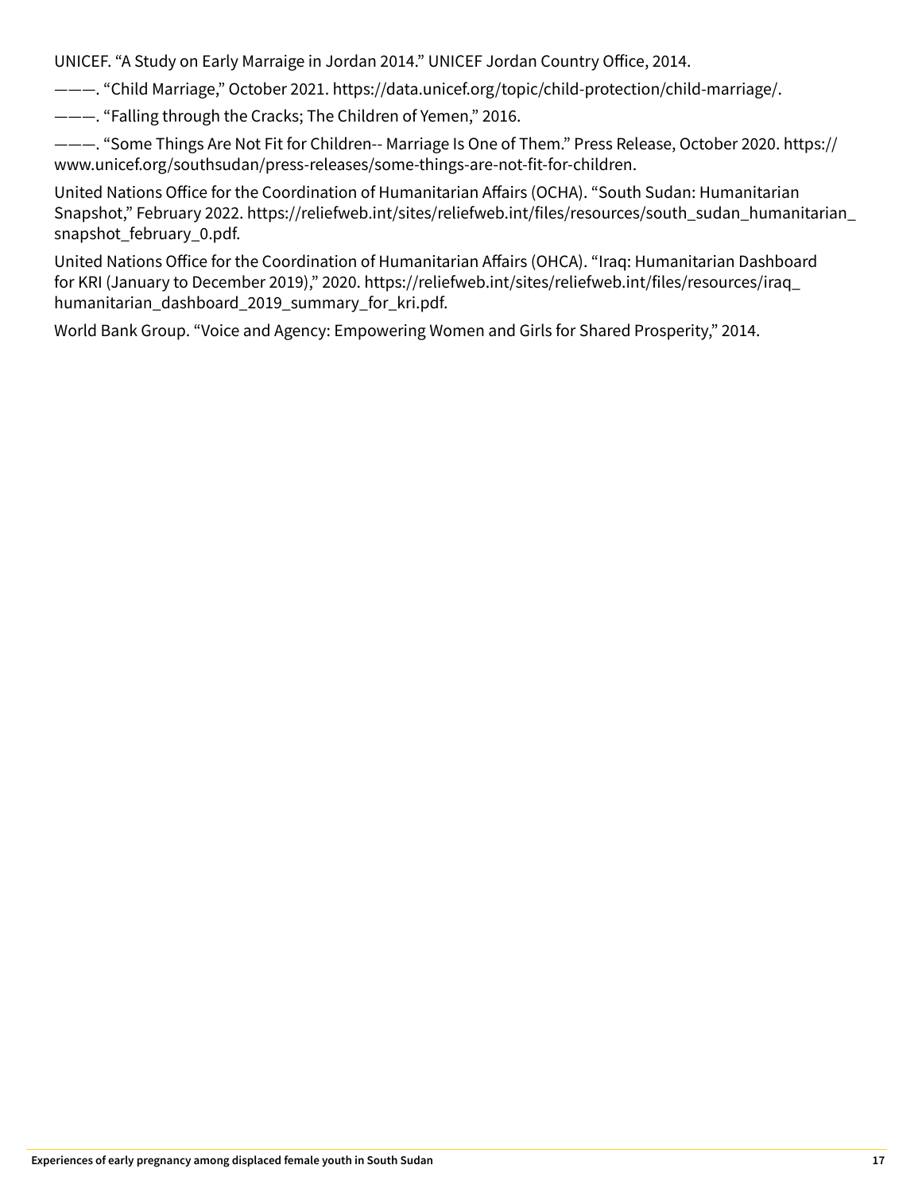UNICEF. "A Study on Early Marraige in Jordan 2014." UNICEF Jordan Country Office, 2014.

———. "Child Marriage," October 2021. https://data.unicef.org/topic/child-protection/child-marriage/.

———. "Falling through the Cracks; The Children of Yemen," 2016.

———. "Some Things Are Not Fit for Children-- Marriage Is One of Them." Press Release, October 2020. https://www.unicef.org/southsudan/press-releases/some-things-are-not-fit-for-children.

United Nations Office for the Coordination of Humanitarian Affairs (OCHA). "South Sudan: Humanitarian Snapshot," February 2022. https://reliefweb.int/sites/reliefweb.int/files/resources/south_sudan_humanitarian_snapshot_february_0.pdf.

United Nations Office for the Coordination of Humanitarian Affairs (OHCA). "Iraq: Humanitarian Dashboard for KRI (January to December 2019)," 2020. https://reliefweb.int/sites/reliefweb.int/files/resources/iraq_humanitarian_dashboard_2019_summary_for_kri.pdf.

World Bank Group. "Voice and Agency: Empowering Women and Girls for Shared Prosperity," 2014.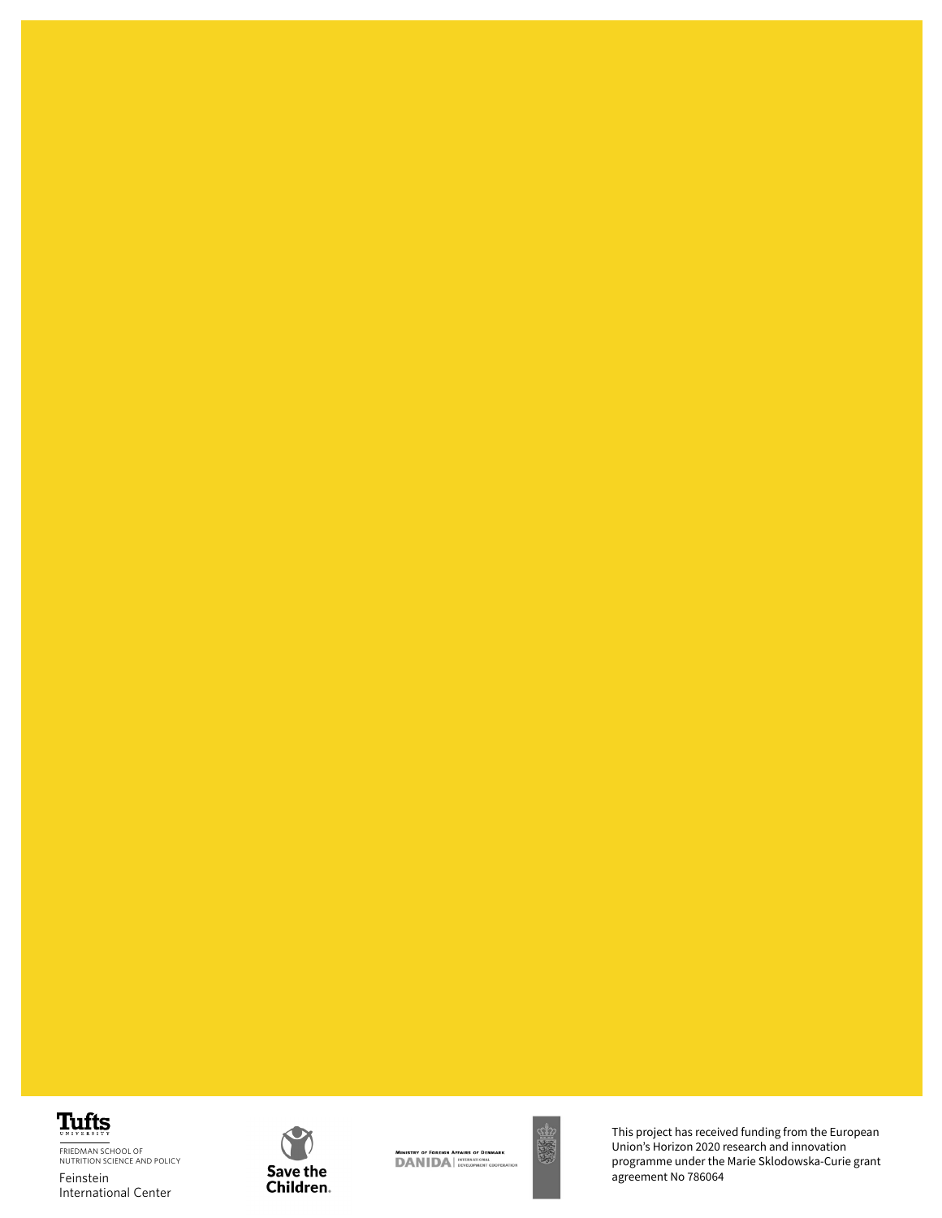Tufts UNIVERSITY

FRIEDMAN SCHOOL OF NUTRITION SCIENCE AND POLICY

Feinstein International Center

Save the Children.

MINISTRY OF FOREIGN AFFAIRS OF DENMARK
DANIDA | INTERNATIONAL DEVELOPMENT COOPERATION

This project has received funding from the European Union's Horizon 2020 research and innovation programme under the Marie Sklodowska-Curie grant agreement No 786064